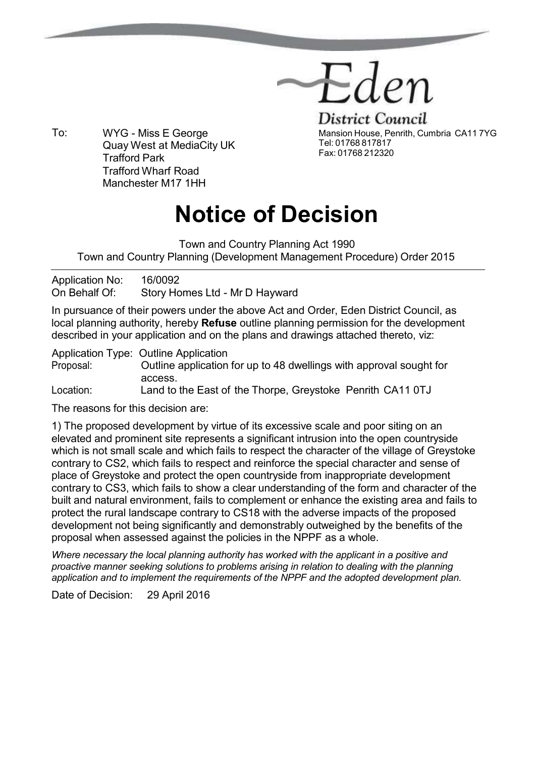Eden District Council
Mansion House, Penrith, Cumbria CA11 7YG
Tel: 01768 817817
Fax: 01768 212320

To: WYG - Miss E George
Quay West at MediaCity UK
Trafford Park
Trafford Wharf Road
Manchester M17 1HH

# Notice of Decision

Town and Country Planning Act 1990
Town and Country Planning (Development Management Procedure) Order 2015

---

Application No: 16/0092
On Behalf Of: Story Homes Ltd - Mr D Hayward

In pursuance of their powers under the above Act and Order, Eden District Council, as local planning authority, hereby **Refuse** outline planning permission for the development described in your application and on the plans and drawings attached thereto, viz:

Application Type: Outline Application
Proposal: Outline application for up to 48 dwellings with approval sought for access.
Location: Land to the East of the Thorpe, Greystoke Penrith CA11 0TJ

The reasons for this decision are:

1) The proposed development by virtue of its excessive scale and poor siting on an elevated and prominent site represents a significant intrusion into the open countryside which is not small scale and which fails to respect the character of the village of Greystoke contrary to CS2, which fails to respect and reinforce the special character and sense of place of Greystoke and protect the open countryside from inappropriate development contrary to CS3, which fails to show a clear understanding of the form and character of the built and natural environment, fails to complement or enhance the existing area and fails to protect the rural landscape contrary to CS18 with the adverse impacts of the proposed development not being significantly and demonstrably outweighed by the benefits of the proposal when assessed against the policies in the NPPF as a whole.

*Where necessary the local planning authority has worked with the applicant in a positive and proactive manner seeking solutions to problems arising in relation to dealing with the planning application and to implement the requirements of the NPPF and the adopted development plan.*

Date of Decision: 29 April 2016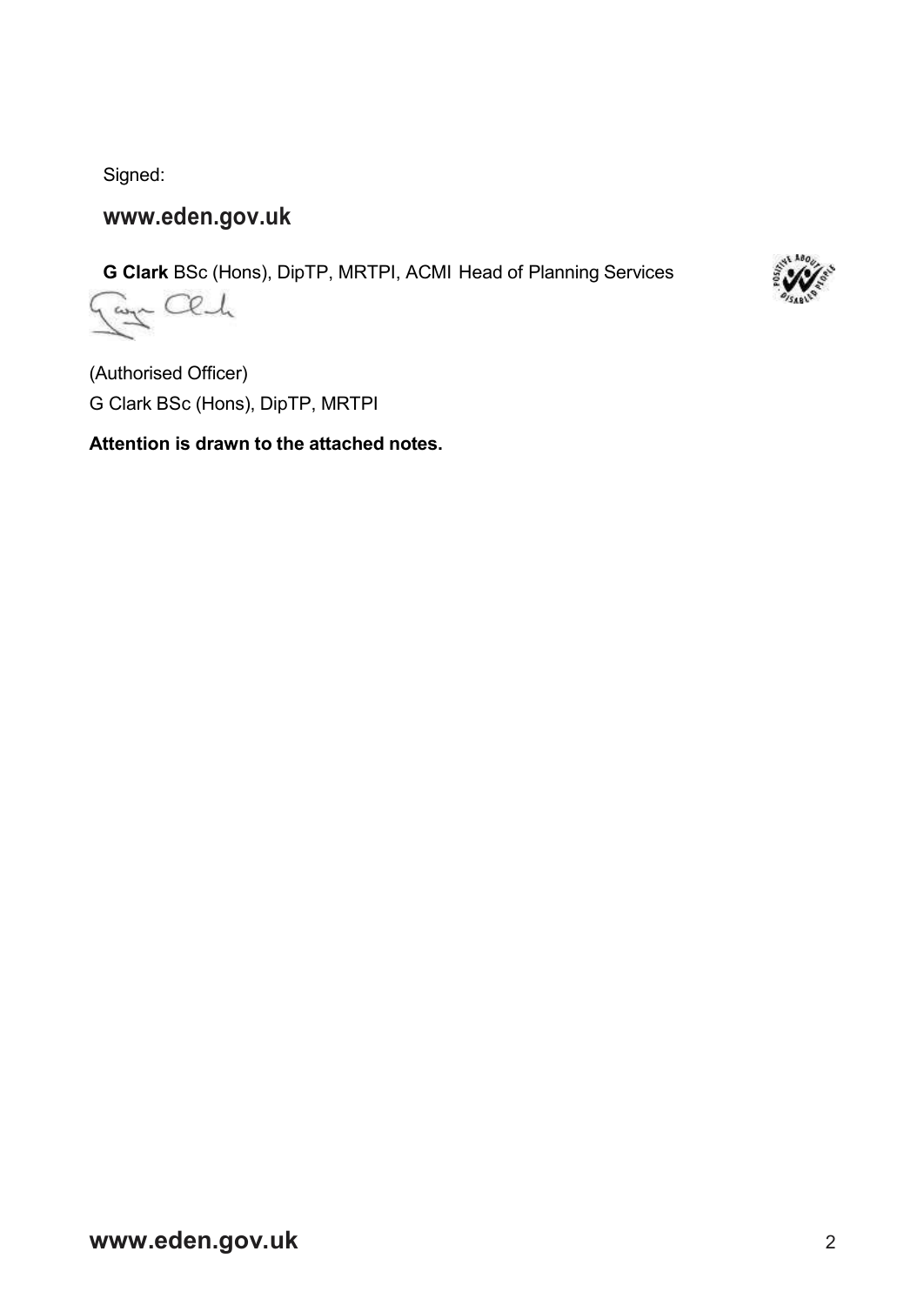Signed:

**www.eden.gov.uk**

**G Clark** BSc (Hons), DipTP, MRTPI, ACMI Head of Planning Services

(Authorised Officer)
G Clark BSc (Hons), DipTP, MRTPI

**Attention is drawn to the attached notes.**